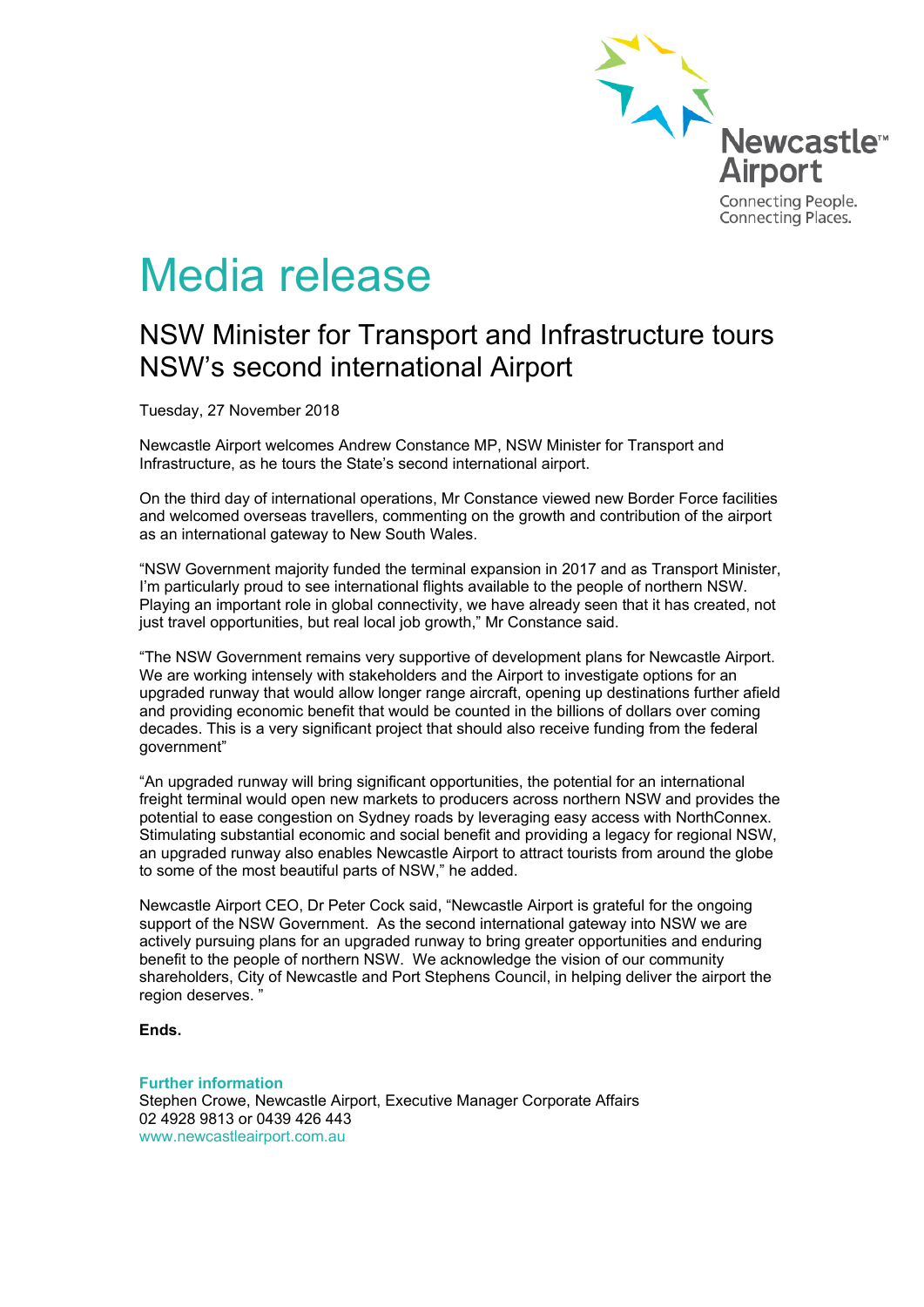Newcastle™ Airport

Connecting People.
Connecting Places.

# Media release

## NSW Minister for Transport and Infrastructure tours NSW's second international Airport

Tuesday, 27 November 2018

Newcastle Airport welcomes Andrew Constance MP, NSW Minister for Transport and Infrastructure, as he tours the State's second international airport.

On the third day of international operations, Mr Constance viewed new Border Force facilities and welcomed overseas travellers, commenting on the growth and contribution of the airport as an international gateway to New South Wales.

"NSW Government majority funded the terminal expansion in 2017 and as Transport Minister, I'm particularly proud to see international flights available to the people of northern NSW. Playing an important role in global connectivity, we have already seen that it has created, not just travel opportunities, but real local job growth," Mr Constance said.

"The NSW Government remains very supportive of development plans for Newcastle Airport. We are working intensely with stakeholders and the Airport to investigate options for an upgraded runway that would allow longer range aircraft, opening up destinations further afield and providing economic benefit that would be counted in the billions of dollars over coming decades. This is a very significant project that should also receive funding from the federal government"

"An upgraded runway will bring significant opportunities, the potential for an international freight terminal would open new markets to producers across northern NSW and provides the potential to ease congestion on Sydney roads by leveraging easy access with NorthConnex. Stimulating substantial economic and social benefit and providing a legacy for regional NSW, an upgraded runway also enables Newcastle Airport to attract tourists from around the globe to some of the most beautiful parts of NSW," he added.

Newcastle Airport CEO, Dr Peter Cock said, "Newcastle Airport is grateful for the ongoing support of the NSW Government. As the second international gateway into NSW we are actively pursuing plans for an upgraded runway to bring greater opportunities and enduring benefit to the people of northern NSW. We acknowledge the vision of our community shareholders, City of Newcastle and Port Stephens Council, in helping deliver the airport the region deserves. "

**Ends.**

**Further information**
Stephen Crowe, Newcastle Airport, Executive Manager Corporate Affairs
02 4928 9813 or 0439 426 443
www.newcastleairport.com.au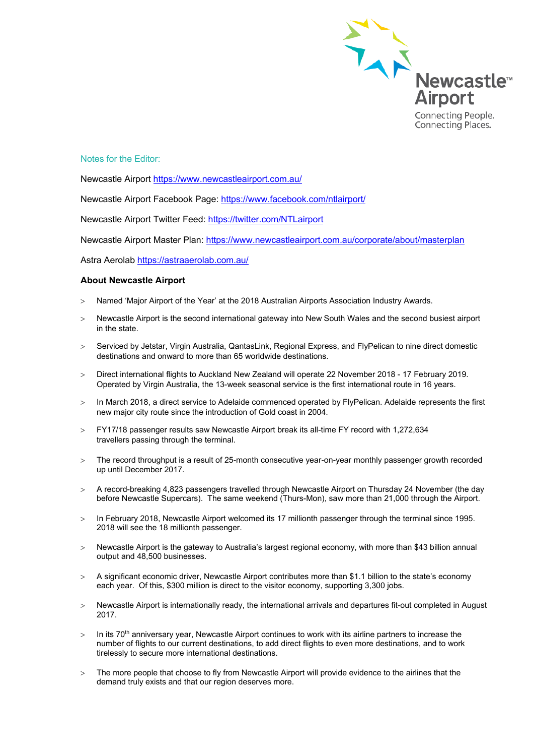Notes for the Editor:

Newcastle Airport https://www.newcastleairport.com.au/

Newcastle Airport Facebook Page: https://www.facebook.com/ntlairport/

Newcastle Airport Twitter Feed: https://twitter.com/NTLairport

Newcastle Airport Master Plan: https://www.newcastleairport.com.au/corporate/about/masterplan

Astra Aerolab https://astraaerolab.com.au/

**About Newcastle Airport**

- Named 'Major Airport of the Year' at the 2018 Australian Airports Association Industry Awards.
- Newcastle Airport is the second international gateway into New South Wales and the second busiest airport in the state.
- Serviced by Jetstar, Virgin Australia, QantasLink, Regional Express, and FlyPelican to nine direct domestic destinations and onward to more than 65 worldwide destinations.
- Direct international flights to Auckland New Zealand will operate 22 November 2018 - 17 February 2019. Operated by Virgin Australia, the 13-week seasonal service is the first international route in 16 years.
- In March 2018, a direct service to Adelaide commenced operated by FlyPelican. Adelaide represents the first new major city route since the introduction of Gold coast in 2004.
- FY17/18 passenger results saw Newcastle Airport break its all-time FY record with 1,272,634 travellers passing through the terminal.
- The record throughput is a result of 25-month consecutive year-on-year monthly passenger growth recorded up until December 2017.
- A record-breaking 4,823 passengers travelled through Newcastle Airport on Thursday 24 November (the day before Newcastle Supercars). The same weekend (Thurs-Mon), saw more than 21,000 through the Airport.
- In February 2018, Newcastle Airport welcomed its 17 millionth passenger through the terminal since 1995. 2018 will see the 18 millionth passenger.
- Newcastle Airport is the gateway to Australia's largest regional economy, with more than $43 billion annual output and 48,500 businesses.
- A significant economic driver, Newcastle Airport contributes more than $1.1 billion to the state's economy each year. Of this, $300 million is direct to the visitor economy, supporting 3,300 jobs.
- Newcastle Airport is internationally ready, the international arrivals and departures fit-out completed in August 2017.
- In its 70th anniversary year, Newcastle Airport continues to work with its airline partners to increase the number of flights to our current destinations, to add direct flights to even more destinations, and to work tirelessly to secure more international destinations.
- The more people that choose to fly from Newcastle Airport will provide evidence to the airlines that the demand truly exists and that our region deserves more.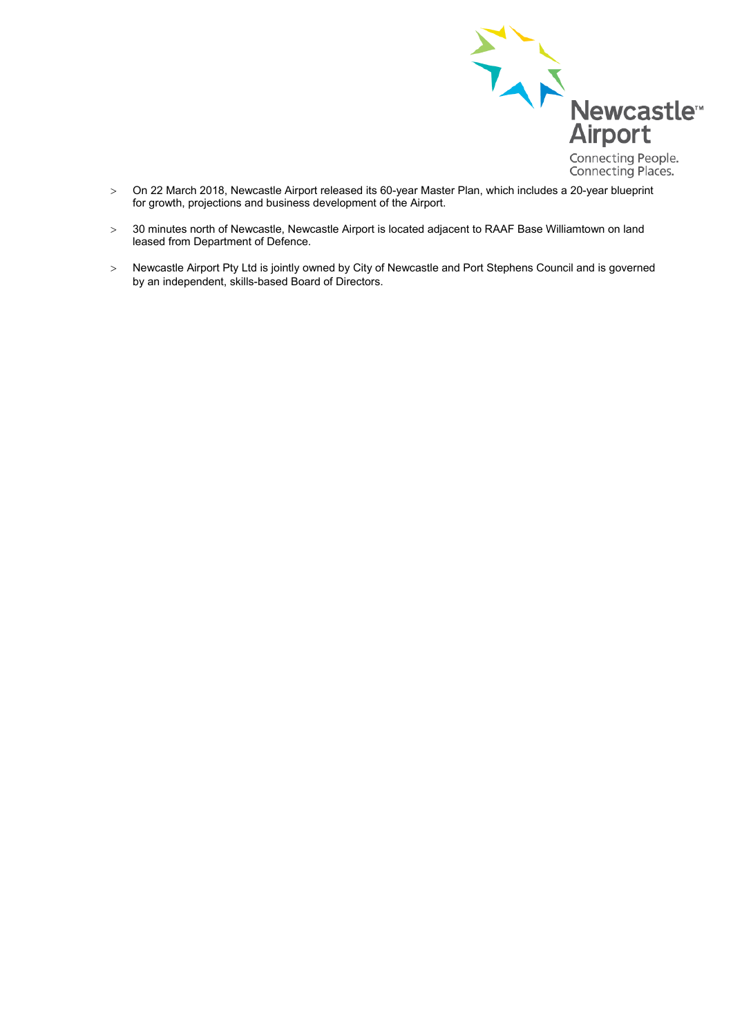- On 22 March 2018, Newcastle Airport released its 60-year Master Plan, which includes a 20-year blueprint for growth, projections and business development of the Airport.

- 30 minutes north of Newcastle, Newcastle Airport is located adjacent to RAAF Base Williamtown on land leased from Department of Defence.

- Newcastle Airport Pty Ltd is jointly owned by City of Newcastle and Port Stephens Council and is governed by an independent, skills-based Board of Directors.